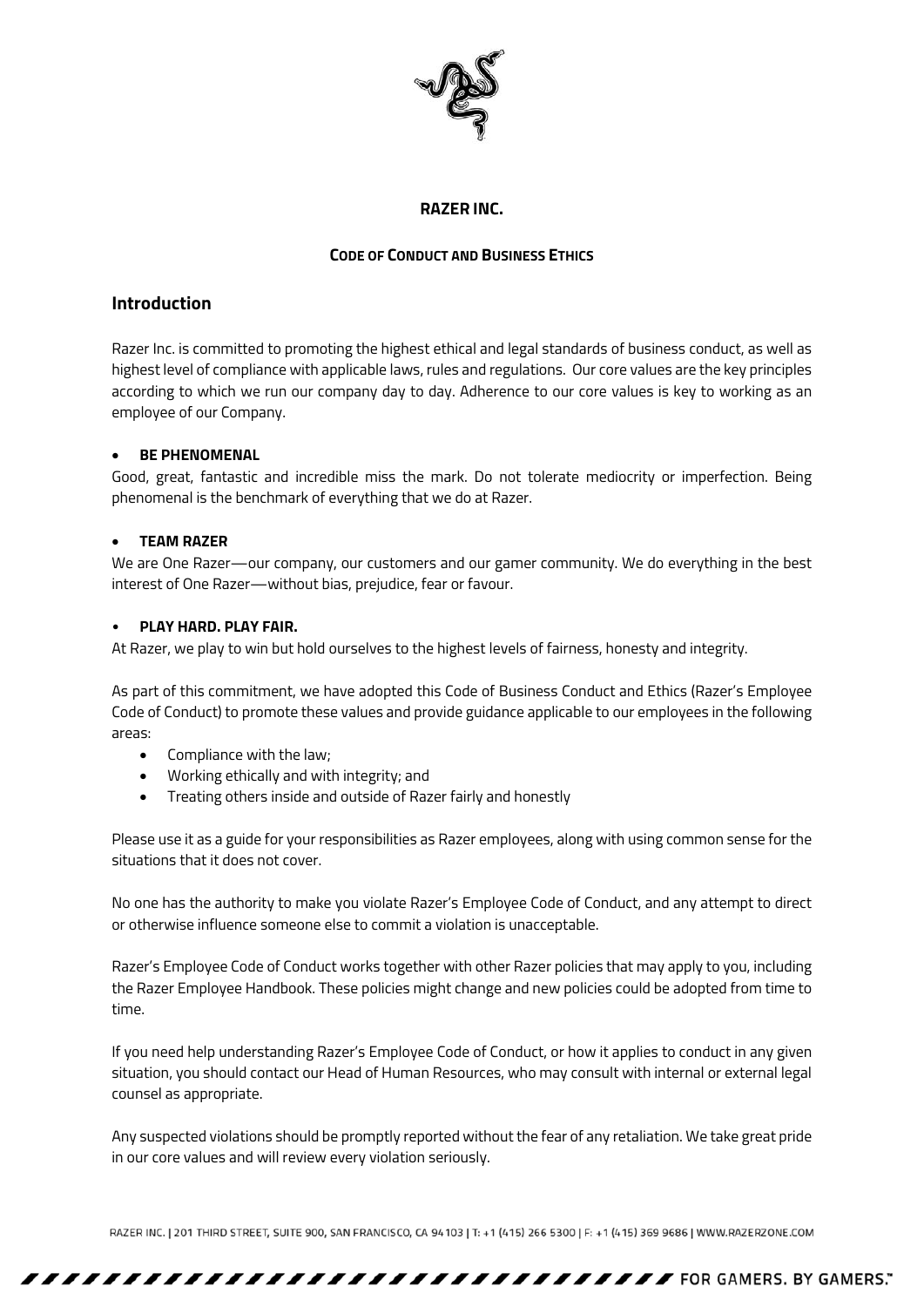**RAZER INC.**

**CODE OF CONDUCT AND BUSINESS ETHICS**

## Introduction

Razer Inc. is committed to promoting the highest ethical and legal standards of business conduct, as well as highest level of compliance with applicable laws, rules and regulations. Our core values are the key principles according to which we run our company day to day. Adherence to our core values is key to working as an employee of our Company.

- **BE PHENOMENAL**

Good, great, fantastic and incredible miss the mark. Do not tolerate mediocrity or imperfection. Being phenomenal is the benchmark of everything that we do at Razer.

- **TEAM RAZER**

We are One Razer—our company, our customers and our gamer community. We do everything in the best interest of One Razer—without bias, prejudice, fear or favour.

- **PLAY HARD. PLAY FAIR.**

At Razer, we play to win but hold ourselves to the highest levels of fairness, honesty and integrity.

As part of this commitment, we have adopted this Code of Business Conduct and Ethics (Razer's Employee Code of Conduct) to promote these values and provide guidance applicable to our employees in the following areas:

- Compliance with the law;
- Working ethically and with integrity; and
- Treating others inside and outside of Razer fairly and honestly

Please use it as a guide for your responsibilities as Razer employees, along with using common sense for the situations that it does not cover.

No one has the authority to make you violate Razer's Employee Code of Conduct, and any attempt to direct or otherwise influence someone else to commit a violation is unacceptable.

Razer's Employee Code of Conduct works together with other Razer policies that may apply to you, including the Razer Employee Handbook. These policies might change and new policies could be adopted from time to time.

If you need help understanding Razer's Employee Code of Conduct, or how it applies to conduct in any given situation, you should contact our Head of Human Resources, who may consult with internal or external legal counsel as appropriate.

Any suspected violations should be promptly reported without the fear of any retaliation. We take great pride in our core values and will review every violation seriously.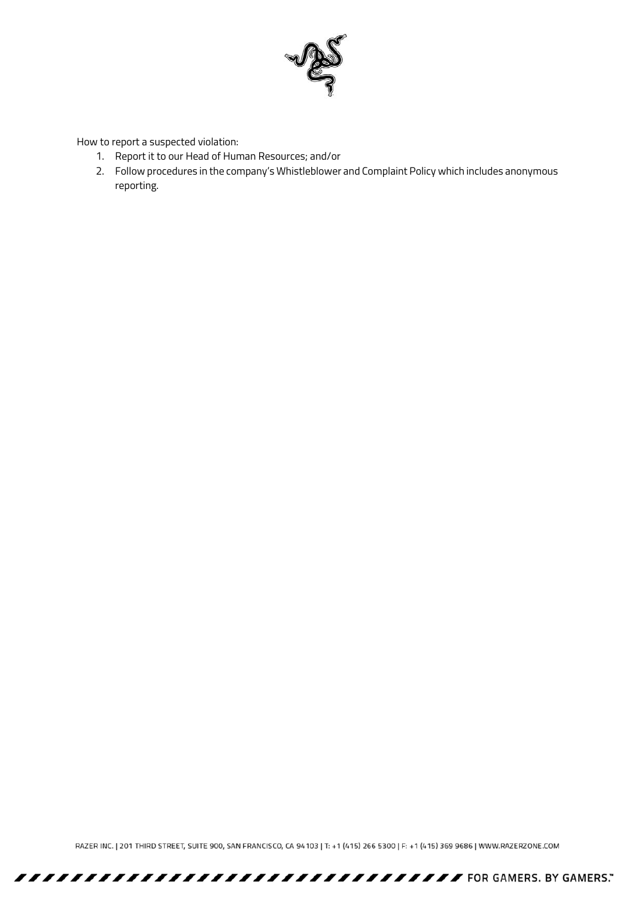How to report a suspected violation:

1. Report it to our Head of Human Resources; and/or
2. Follow procedures in the company's Whistleblower and Complaint Policy which includes anonymous reporting.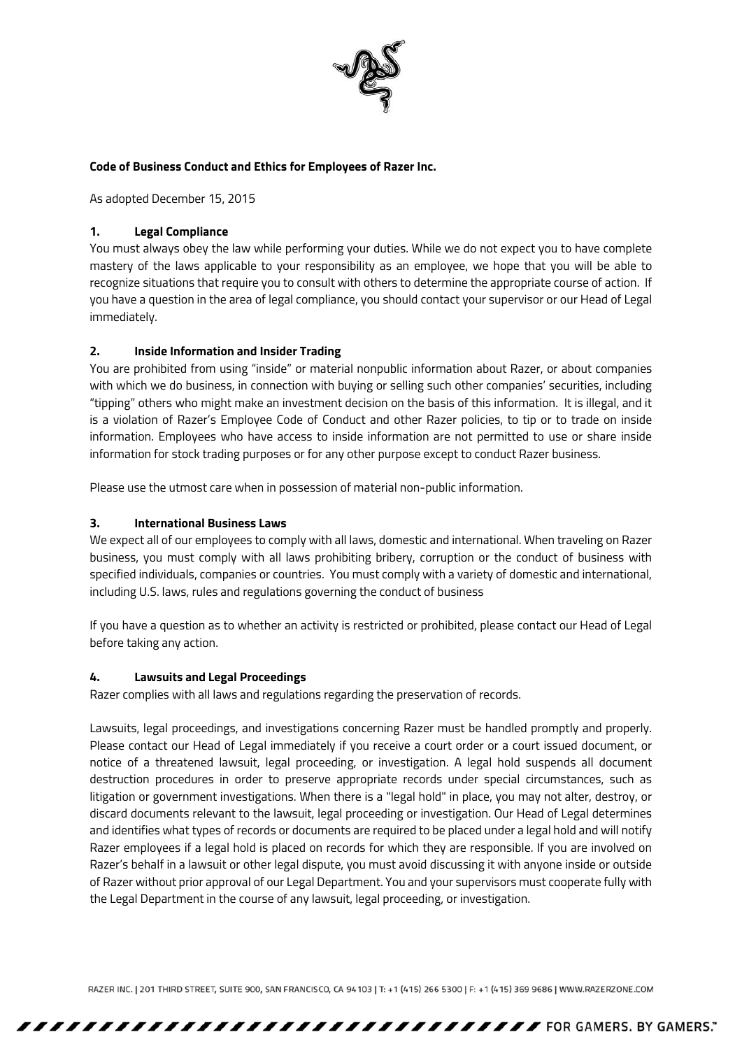**Code of Business Conduct and Ethics for Employees of Razer Inc.**

As adopted December 15, 2015

## 1. Legal Compliance

You must always obey the law while performing your duties. While we do not expect you to have complete mastery of the laws applicable to your responsibility as an employee, we hope that you will be able to recognize situations that require you to consult with others to determine the appropriate course of action. If you have a question in the area of legal compliance, you should contact your supervisor or our Head of Legal immediately.

## 2. Inside Information and Insider Trading

You are prohibited from using "inside" or material nonpublic information about Razer, or about companies with which we do business, in connection with buying or selling such other companies' securities, including "tipping" others who might make an investment decision on the basis of this information. It is illegal, and it is a violation of Razer's Employee Code of Conduct and other Razer policies, to tip or to trade on inside information. Employees who have access to inside information are not permitted to use or share inside information for stock trading purposes or for any other purpose except to conduct Razer business.

Please use the utmost care when in possession of material non-public information.

## 3. International Business Laws

We expect all of our employees to comply with all laws, domestic and international. When traveling on Razer business, you must comply with all laws prohibiting bribery, corruption or the conduct of business with specified individuals, companies or countries. You must comply with a variety of domestic and international, including U.S. laws, rules and regulations governing the conduct of business

If you have a question as to whether an activity is restricted or prohibited, please contact our Head of Legal before taking any action.

## 4. Lawsuits and Legal Proceedings

Razer complies with all laws and regulations regarding the preservation of records.

Lawsuits, legal proceedings, and investigations concerning Razer must be handled promptly and properly. Please contact our Head of Legal immediately if you receive a court order or a court issued document, or notice of a threatened lawsuit, legal proceeding, or investigation. A legal hold suspends all document destruction procedures in order to preserve appropriate records under special circumstances, such as litigation or government investigations. When there is a "legal hold" in place, you may not alter, destroy, or discard documents relevant to the lawsuit, legal proceeding or investigation. Our Head of Legal determines and identifies what types of records or documents are required to be placed under a legal hold and will notify Razer employees if a legal hold is placed on records for which they are responsible. If you are involved on Razer's behalf in a lawsuit or other legal dispute, you must avoid discussing it with anyone inside or outside of Razer without prior approval of our Legal Department. You and your supervisors must cooperate fully with the Legal Department in the course of any lawsuit, legal proceeding, or investigation.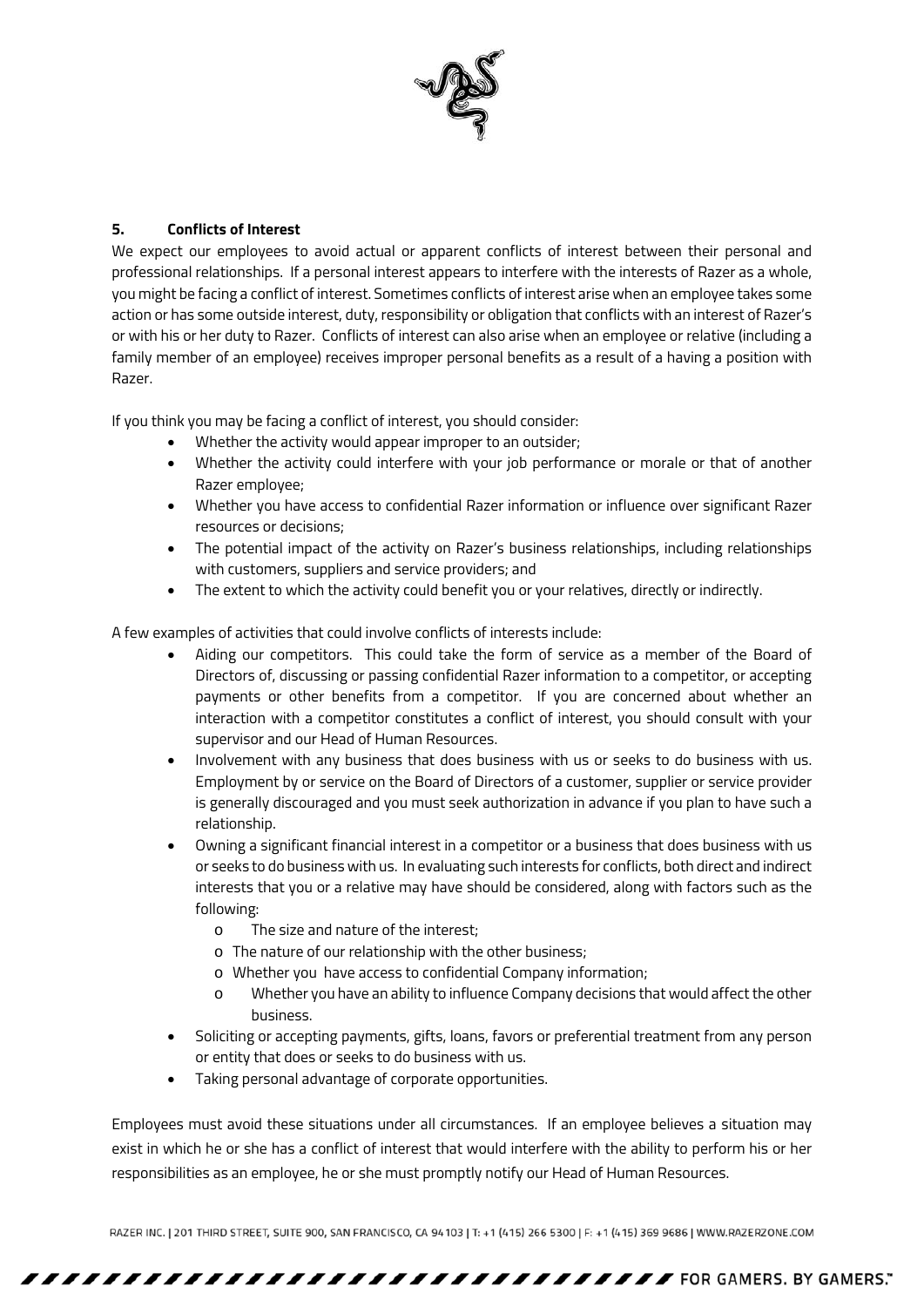## 5. Conflicts of Interest

We expect our employees to avoid actual or apparent conflicts of interest between their personal and professional relationships. If a personal interest appears to interfere with the interests of Razer as a whole, you might be facing a conflict of interest. Sometimes conflicts of interest arise when an employee takes some action or has some outside interest, duty, responsibility or obligation that conflicts with an interest of Razer's or with his or her duty to Razer. Conflicts of interest can also arise when an employee or relative (including a family member of an employee) receives improper personal benefits as a result of a having a position with Razer.

If you think you may be facing a conflict of interest, you should consider:

- Whether the activity would appear improper to an outsider;
- Whether the activity could interfere with your job performance or morale or that of another Razer employee;
- Whether you have access to confidential Razer information or influence over significant Razer resources or decisions;
- The potential impact of the activity on Razer's business relationships, including relationships with customers, suppliers and service providers; and
- The extent to which the activity could benefit you or your relatives, directly or indirectly.

A few examples of activities that could involve conflicts of interests include:

- Aiding our competitors. This could take the form of service as a member of the Board of Directors of, discussing or passing confidential Razer information to a competitor, or accepting payments or other benefits from a competitor. If you are concerned about whether an interaction with a competitor constitutes a conflict of interest, you should consult with your supervisor and our Head of Human Resources.
- Involvement with any business that does business with us or seeks to do business with us. Employment by or service on the Board of Directors of a customer, supplier or service provider is generally discouraged and you must seek authorization in advance if you plan to have such a relationship.
- Owning a significant financial interest in a competitor or a business that does business with us or seeks to do business with us. In evaluating such interests for conflicts, both direct and indirect interests that you or a relative may have should be considered, along with factors such as the following:
  - The size and nature of the interest;
  - The nature of our relationship with the other business;
  - Whether you have access to confidential Company information;
  - Whether you have an ability to influence Company decisions that would affect the other business.
- Soliciting or accepting payments, gifts, loans, favors or preferential treatment from any person or entity that does or seeks to do business with us.
- Taking personal advantage of corporate opportunities.

Employees must avoid these situations under all circumstances. If an employee believes a situation may exist in which he or she has a conflict of interest that would interfere with the ability to perform his or her responsibilities as an employee, he or she must promptly notify our Head of Human Resources.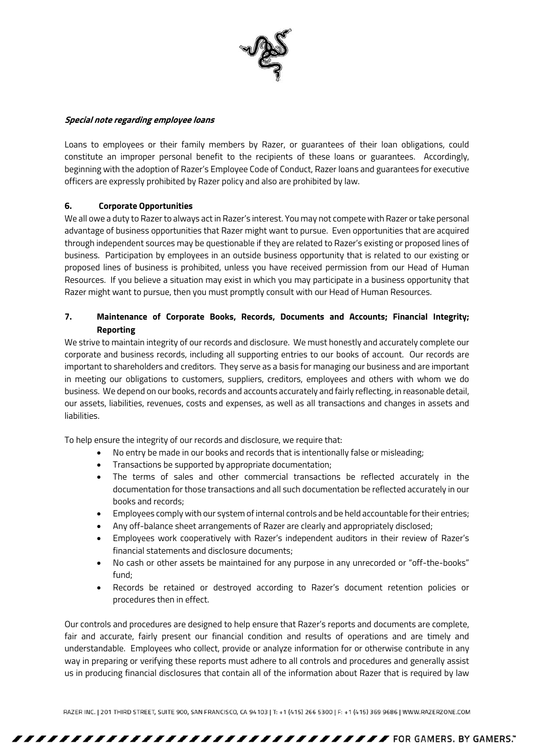***Special note regarding employee loans***

Loans to employees or their family members by Razer, or guarantees of their loan obligations, could constitute an improper personal benefit to the recipients of these loans or guarantees. Accordingly, beginning with the adoption of Razer's Employee Code of Conduct, Razer loans and guarantees for executive officers are expressly prohibited by Razer policy and also are prohibited by law.

## 6. Corporate Opportunities

We all owe a duty to Razer to always act in Razer's interest. You may not compete with Razer or take personal advantage of business opportunities that Razer might want to pursue. Even opportunities that are acquired through independent sources may be questionable if they are related to Razer's existing or proposed lines of business. Participation by employees in an outside business opportunity that is related to our existing or proposed lines of business is prohibited, unless you have received permission from our Head of Human Resources. If you believe a situation may exist in which you may participate in a business opportunity that Razer might want to pursue, then you must promptly consult with our Head of Human Resources.

## 7. Maintenance of Corporate Books, Records, Documents and Accounts; Financial Integrity; Reporting

We strive to maintain integrity of our records and disclosure. We must honestly and accurately complete our corporate and business records, including all supporting entries to our books of account. Our records are important to shareholders and creditors. They serve as a basis for managing our business and are important in meeting our obligations to customers, suppliers, creditors, employees and others with whom we do business. We depend on our books, records and accounts accurately and fairly reflecting, in reasonable detail, our assets, liabilities, revenues, costs and expenses, as well as all transactions and changes in assets and liabilities.

To help ensure the integrity of our records and disclosure, we require that:

- No entry be made in our books and records that is intentionally false or misleading;
- Transactions be supported by appropriate documentation;
- The terms of sales and other commercial transactions be reflected accurately in the documentation for those transactions and all such documentation be reflected accurately in our books and records;
- Employees comply with our system of internal controls and be held accountable for their entries;
- Any off-balance sheet arrangements of Razer are clearly and appropriately disclosed;
- Employees work cooperatively with Razer's independent auditors in their review of Razer's financial statements and disclosure documents;
- No cash or other assets be maintained for any purpose in any unrecorded or "off-the-books" fund;
- Records be retained or destroyed according to Razer's document retention policies or procedures then in effect.

Our controls and procedures are designed to help ensure that Razer's reports and documents are complete, fair and accurate, fairly present our financial condition and results of operations and are timely and understandable. Employees who collect, provide or analyze information for or otherwise contribute in any way in preparing or verifying these reports must adhere to all controls and procedures and generally assist us in producing financial disclosures that contain all of the information about Razer that is required by law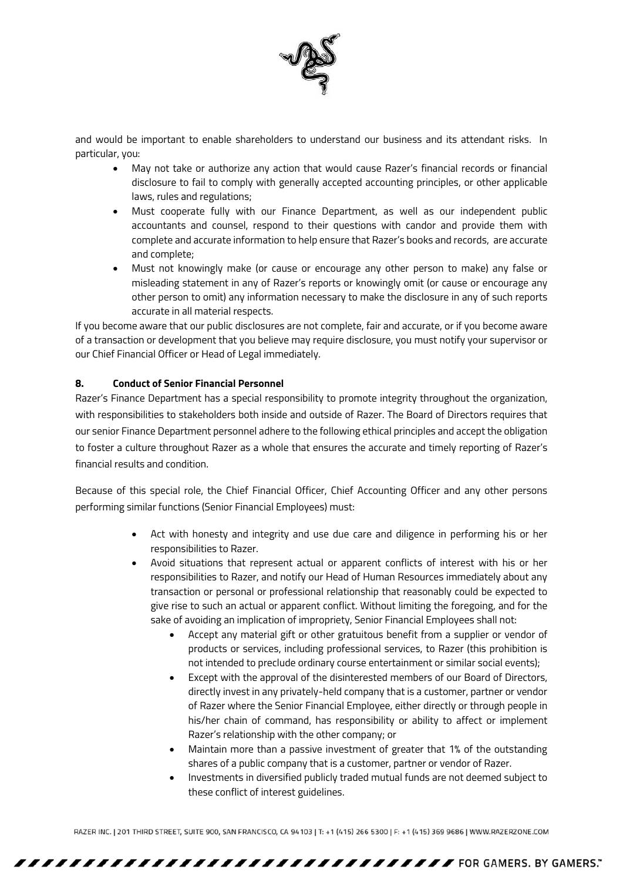and would be important to enable shareholders to understand our business and its attendant risks. In particular, you:

- May not take or authorize any action that would cause Razer's financial records or financial disclosure to fail to comply with generally accepted accounting principles, or other applicable laws, rules and regulations;
- Must cooperate fully with our Finance Department, as well as our independent public accountants and counsel, respond to their questions with candor and provide them with complete and accurate information to help ensure that Razer's books and records, are accurate and complete;
- Must not knowingly make (or cause or encourage any other person to make) any false or misleading statement in any of Razer's reports or knowingly omit (or cause or encourage any other person to omit) any information necessary to make the disclosure in any of such reports accurate in all material respects.

If you become aware that our public disclosures are not complete, fair and accurate, or if you become aware of a transaction or development that you believe may require disclosure, you must notify your supervisor or our Chief Financial Officer or Head of Legal immediately.

## 8. Conduct of Senior Financial Personnel

Razer's Finance Department has a special responsibility to promote integrity throughout the organization, with responsibilities to stakeholders both inside and outside of Razer. The Board of Directors requires that our senior Finance Department personnel adhere to the following ethical principles and accept the obligation to foster a culture throughout Razer as a whole that ensures the accurate and timely reporting of Razer's financial results and condition.

Because of this special role, the Chief Financial Officer, Chief Accounting Officer and any other persons performing similar functions (Senior Financial Employees) must:

- Act with honesty and integrity and use due care and diligence in performing his or her responsibilities to Razer.
- Avoid situations that represent actual or apparent conflicts of interest with his or her responsibilities to Razer, and notify our Head of Human Resources immediately about any transaction or personal or professional relationship that reasonably could be expected to give rise to such an actual or apparent conflict. Without limiting the foregoing, and for the sake of avoiding an implication of impropriety, Senior Financial Employees shall not:
  - Accept any material gift or other gratuitous benefit from a supplier or vendor of products or services, including professional services, to Razer (this prohibition is not intended to preclude ordinary course entertainment or similar social events);
  - Except with the approval of the disinterested members of our Board of Directors, directly invest in any privately-held company that is a customer, partner or vendor of Razer where the Senior Financial Employee, either directly or through people in his/her chain of command, has responsibility or ability to affect or implement Razer's relationship with the other company; or
  - Maintain more than a passive investment of greater that 1% of the outstanding shares of a public company that is a customer, partner or vendor of Razer.
  - Investments in diversified publicly traded mutual funds are not deemed subject to these conflict of interest guidelines.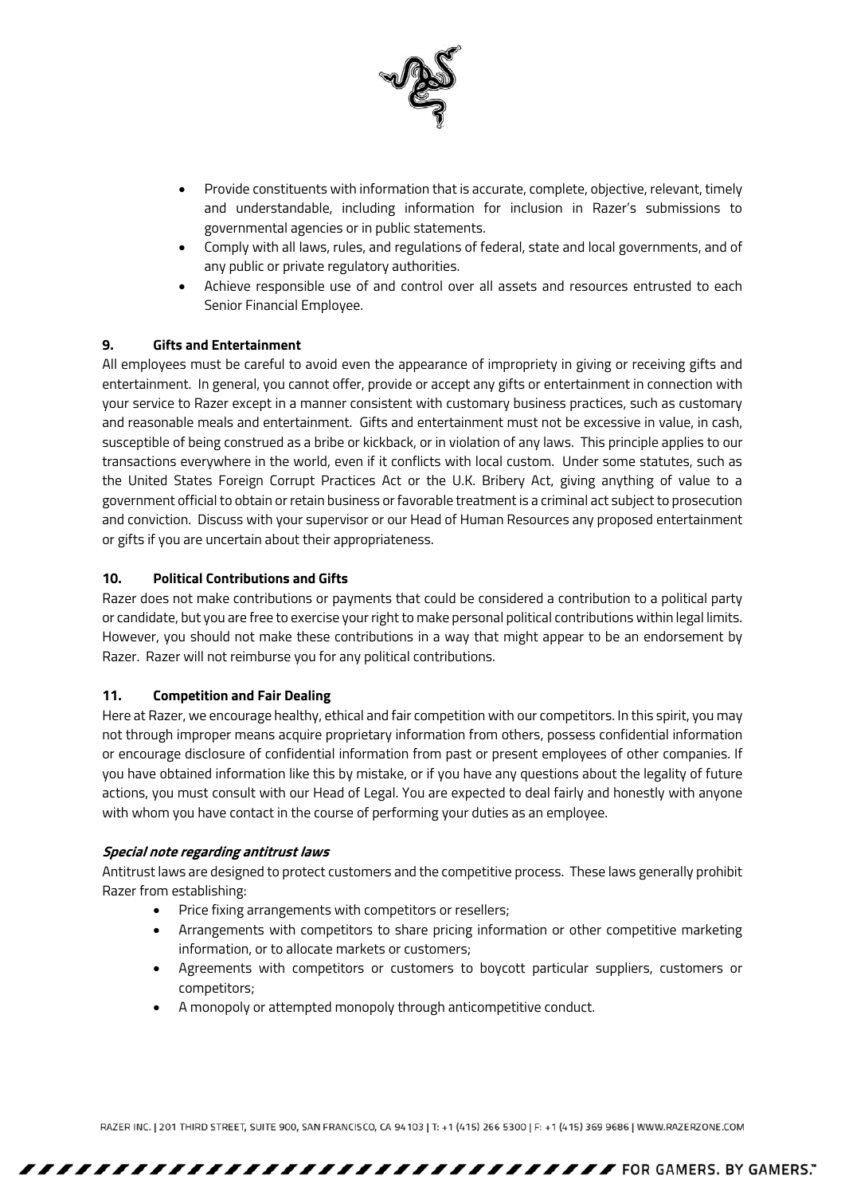- Provide constituents with information that is accurate, complete, objective, relevant, timely and understandable, including information for inclusion in Razer's submissions to governmental agencies or in public statements.
- Comply with all laws, rules, and regulations of federal, state and local governments, and of any public or private regulatory authorities.
- Achieve responsible use of and control over all assets and resources entrusted to each Senior Financial Employee.

## 9. Gifts and Entertainment

All employees must be careful to avoid even the appearance of impropriety in giving or receiving gifts and entertainment. In general, you cannot offer, provide or accept any gifts or entertainment in connection with your service to Razer except in a manner consistent with customary business practices, such as customary and reasonable meals and entertainment. Gifts and entertainment must not be excessive in value, in cash, susceptible of being construed as a bribe or kickback, or in violation of any laws. This principle applies to our transactions everywhere in the world, even if it conflicts with local custom. Under some statutes, such as the United States Foreign Corrupt Practices Act or the U.K. Bribery Act, giving anything of value to a government official to obtain or retain business or favorable treatment is a criminal act subject to prosecution and conviction. Discuss with your supervisor or our Head of Human Resources any proposed entertainment or gifts if you are uncertain about their appropriateness.

## 10. Political Contributions and Gifts

Razer does not make contributions or payments that could be considered a contribution to a political party or candidate, but you are free to exercise your right to make personal political contributions within legal limits. However, you should not make these contributions in a way that might appear to be an endorsement by Razer. Razer will not reimburse you for any political contributions.

## 11. Competition and Fair Dealing

Here at Razer, we encourage healthy, ethical and fair competition with our competitors. In this spirit, you may not through improper means acquire proprietary information from others, possess confidential information or encourage disclosure of confidential information from past or present employees of other companies. If you have obtained information like this by mistake, or if you have any questions about the legality of future actions, you must consult with our Head of Legal. You are expected to deal fairly and honestly with anyone with whom you have contact in the course of performing your duties as an employee.

***Special note regarding antitrust laws***

Antitrust laws are designed to protect customers and the competitive process. These laws generally prohibit Razer from establishing:

- Price fixing arrangements with competitors or resellers;
- Arrangements with competitors to share pricing information or other competitive marketing information, or to allocate markets or customers;
- Agreements with competitors or customers to boycott particular suppliers, customers or competitors;
- A monopoly or attempted monopoly through anticompetitive conduct.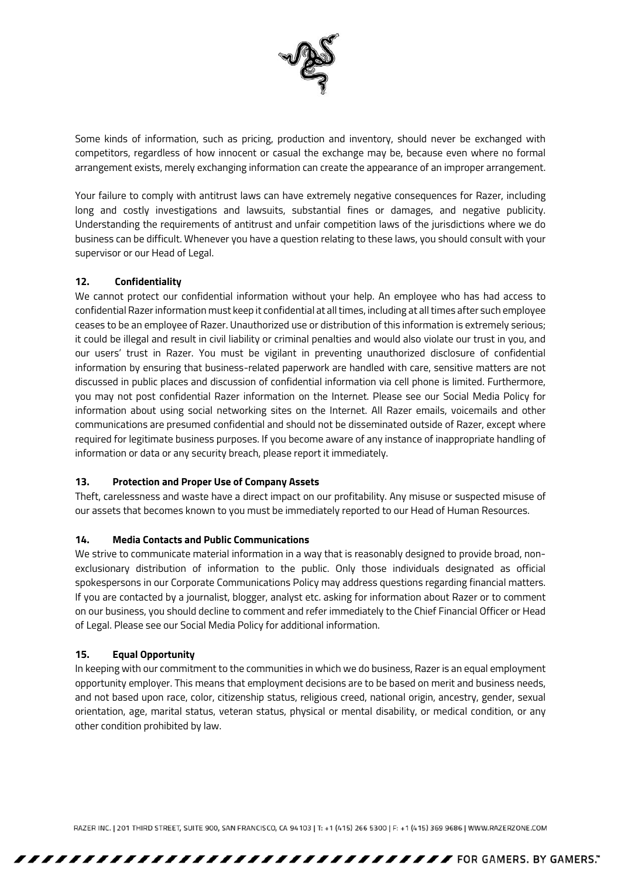Some kinds of information, such as pricing, production and inventory, should never be exchanged with competitors, regardless of how innocent or casual the exchange may be, because even where no formal arrangement exists, merely exchanging information can create the appearance of an improper arrangement.

Your failure to comply with antitrust laws can have extremely negative consequences for Razer, including long and costly investigations and lawsuits, substantial fines or damages, and negative publicity. Understanding the requirements of antitrust and unfair competition laws of the jurisdictions where we do business can be difficult. Whenever you have a question relating to these laws, you should consult with your supervisor or our Head of Legal.

**12. Confidentiality**

We cannot protect our confidential information without your help. An employee who has had access to confidential Razer information must keep it confidential at all times, including at all times after such employee ceases to be an employee of Razer. Unauthorized use or distribution of this information is extremely serious; it could be illegal and result in civil liability or criminal penalties and would also violate our trust in you, and our users' trust in Razer. You must be vigilant in preventing unauthorized disclosure of confidential information by ensuring that business-related paperwork are handled with care, sensitive matters are not discussed in public places and discussion of confidential information via cell phone is limited. Furthermore, you may not post confidential Razer information on the Internet. Please see our Social Media Policy for information about using social networking sites on the Internet. All Razer emails, voicemails and other communications are presumed confidential and should not be disseminated outside of Razer, except where required for legitimate business purposes. If you become aware of any instance of inappropriate handling of information or data or any security breach, please report it immediately.

**13. Protection and Proper Use of Company Assets**

Theft, carelessness and waste have a direct impact on our profitability. Any misuse or suspected misuse of our assets that becomes known to you must be immediately reported to our Head of Human Resources.

**14. Media Contacts and Public Communications**

We strive to communicate material information in a way that is reasonably designed to provide broad, non-exclusionary distribution of information to the public. Only those individuals designated as official spokespersons in our Corporate Communications Policy may address questions regarding financial matters. If you are contacted by a journalist, blogger, analyst etc. asking for information about Razer or to comment on our business, you should decline to comment and refer immediately to the Chief Financial Officer or Head of Legal. Please see our Social Media Policy for additional information.

**15. Equal Opportunity**

In keeping with our commitment to the communities in which we do business, Razer is an equal employment opportunity employer. This means that employment decisions are to be based on merit and business needs, and not based upon race, color, citizenship status, religious creed, national origin, ancestry, gender, sexual orientation, age, marital status, veteran status, physical or mental disability, or medical condition, or any other condition prohibited by law.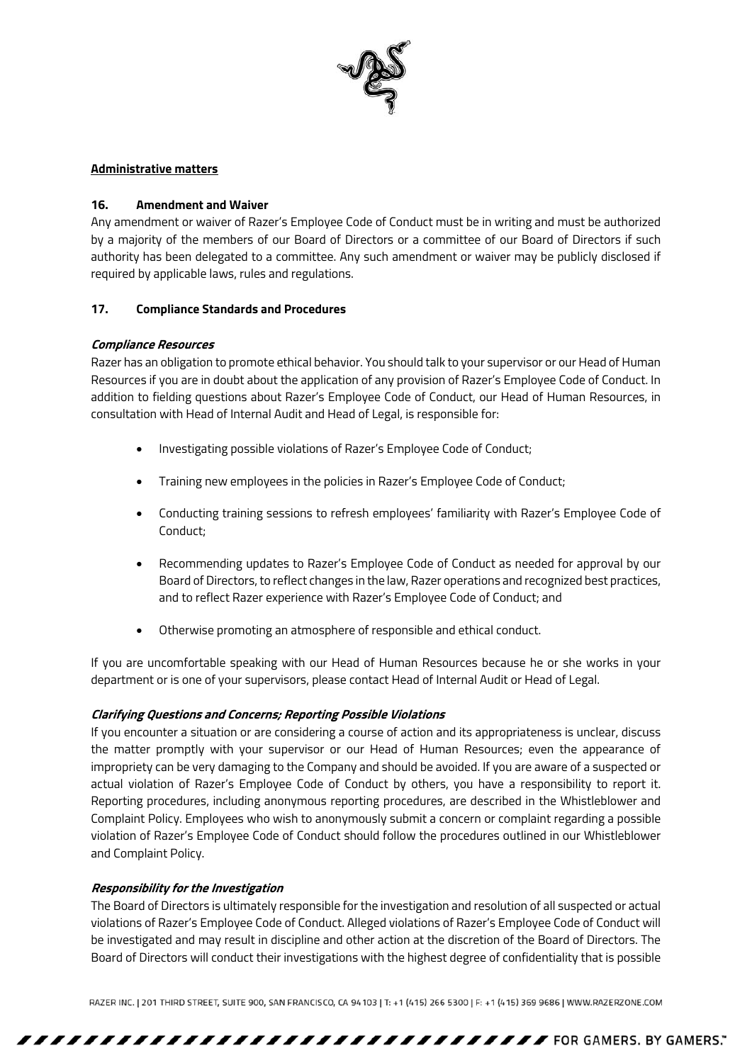**Administrative matters**

### 16. Amendment and Waiver

Any amendment or waiver of Razer's Employee Code of Conduct must be in writing and must be authorized by a majority of the members of our Board of Directors or a committee of our Board of Directors if such authority has been delegated to a committee. Any such amendment or waiver may be publicly disclosed if required by applicable laws, rules and regulations.

### 17. Compliance Standards and Procedures

***Compliance Resources***

Razer has an obligation to promote ethical behavior. You should talk to your supervisor or our Head of Human Resources if you are in doubt about the application of any provision of Razer's Employee Code of Conduct. In addition to fielding questions about Razer's Employee Code of Conduct, our Head of Human Resources, in consultation with Head of Internal Audit and Head of Legal, is responsible for:

- Investigating possible violations of Razer's Employee Code of Conduct;
- Training new employees in the policies in Razer's Employee Code of Conduct;
- Conducting training sessions to refresh employees' familiarity with Razer's Employee Code of Conduct;
- Recommending updates to Razer's Employee Code of Conduct as needed for approval by our Board of Directors, to reflect changes in the law, Razer operations and recognized best practices, and to reflect Razer experience with Razer's Employee Code of Conduct; and
- Otherwise promoting an atmosphere of responsible and ethical conduct.

If you are uncomfortable speaking with our Head of Human Resources because he or she works in your department or is one of your supervisors, please contact Head of Internal Audit or Head of Legal.

***Clarifying Questions and Concerns; Reporting Possible Violations***

If you encounter a situation or are considering a course of action and its appropriateness is unclear, discuss the matter promptly with your supervisor or our Head of Human Resources; even the appearance of impropriety can be very damaging to the Company and should be avoided. If you are aware of a suspected or actual violation of Razer's Employee Code of Conduct by others, you have a responsibility to report it. Reporting procedures, including anonymous reporting procedures, are described in the Whistleblower and Complaint Policy. Employees who wish to anonymously submit a concern or complaint regarding a possible violation of Razer's Employee Code of Conduct should follow the procedures outlined in our Whistleblower and Complaint Policy.

***Responsibility for the Investigation***

The Board of Directors is ultimately responsible for the investigation and resolution of all suspected or actual violations of Razer's Employee Code of Conduct. Alleged violations of Razer's Employee Code of Conduct will be investigated and may result in discipline and other action at the discretion of the Board of Directors. The Board of Directors will conduct their investigations with the highest degree of confidentiality that is possible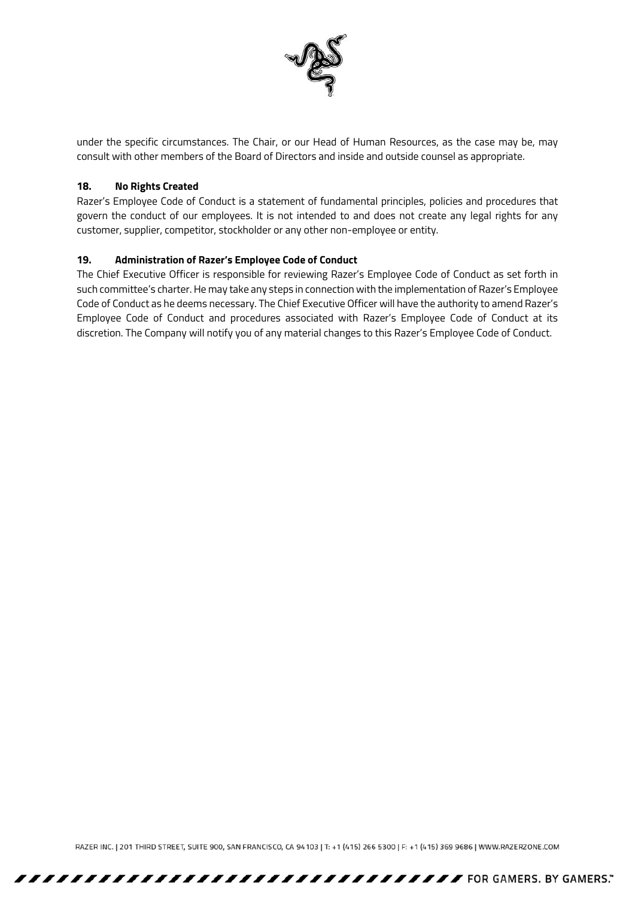under the specific circumstances. The Chair, or our Head of Human Resources, as the case may be, may consult with other members of the Board of Directors and inside and outside counsel as appropriate.

### 18. No Rights Created

Razer's Employee Code of Conduct is a statement of fundamental principles, policies and procedures that govern the conduct of our employees. It is not intended to and does not create any legal rights for any customer, supplier, competitor, stockholder or any other non-employee or entity.

### 19. Administration of Razer's Employee Code of Conduct

The Chief Executive Officer is responsible for reviewing Razer's Employee Code of Conduct as set forth in such committee's charter. He may take any steps in connection with the implementation of Razer's Employee Code of Conduct as he deems necessary. The Chief Executive Officer will have the authority to amend Razer's Employee Code of Conduct and procedures associated with Razer's Employee Code of Conduct at its discretion. The Company will notify you of any material changes to this Razer's Employee Code of Conduct.